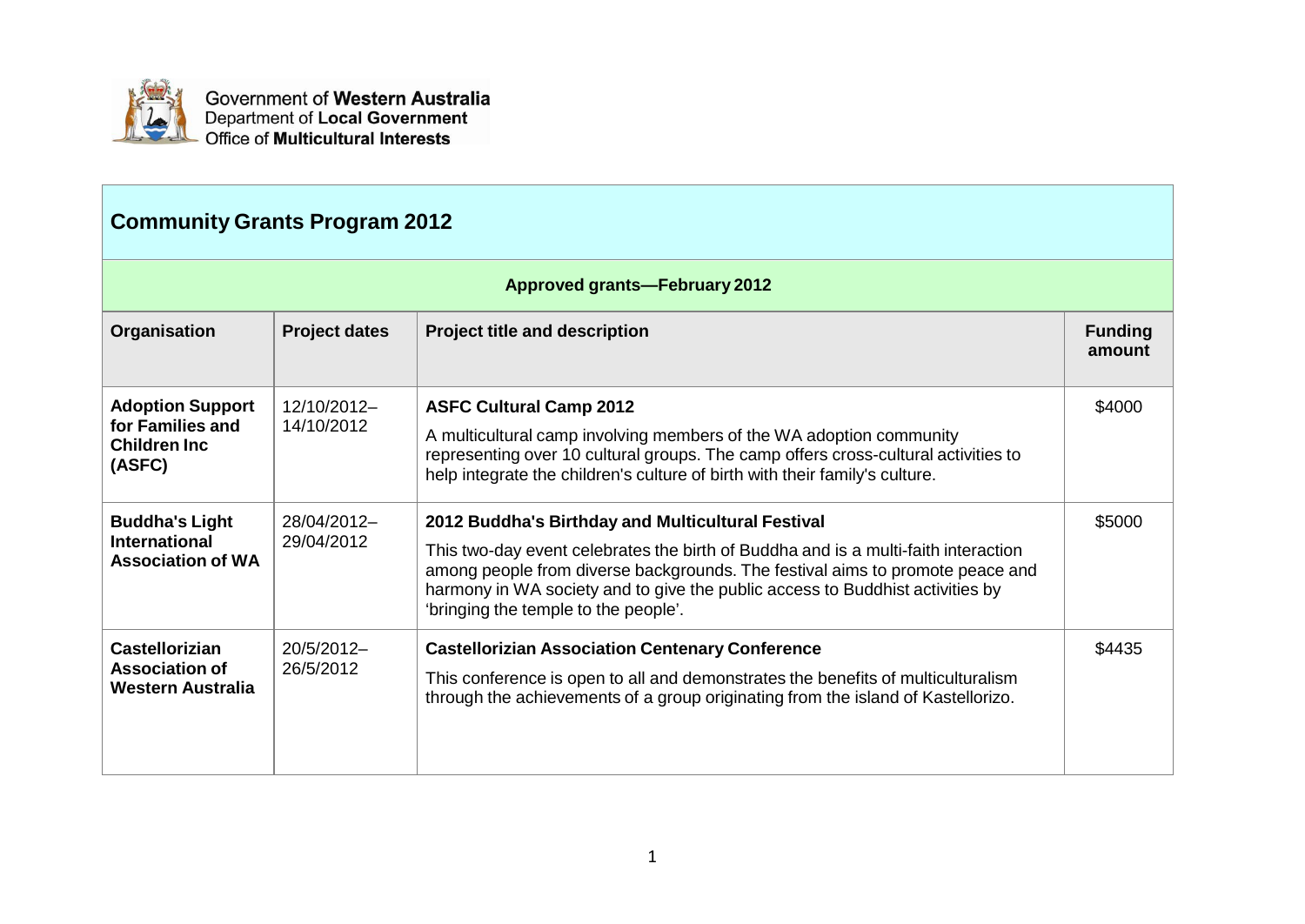Government of **Western Australia**
Department of **Local Government**
Office of **Multicultural Interests**

# Community Grants Program 2012

## Approved grants—February 2012

| Organisation | Project dates | Project title and description | Funding amount |
|---|---|---|---|
| **Adoption Support for Families and Children Inc (ASFC)** | 12/10/2012–14/10/2012 | **ASFC Cultural Camp 2012**<br>A multicultural camp involving members of the WA adoption community representing over 10 cultural groups. The camp offers cross-cultural activities to help integrate the children's culture of birth with their family's culture. | $4000 |
| **Buddha's Light International Association of WA** | 28/04/2012–29/04/2012 | **2012 Buddha's Birthday and Multicultural Festival**<br>This two-day event celebrates the birth of Buddha and is a multi-faith interaction among people from diverse backgrounds. The festival aims to promote peace and harmony in WA society and to give the public access to Buddhist activities by 'bringing the temple to the people'. | $5000 |
| **Castellorizian Association of Western Australia** | 20/5/2012–26/5/2012 | **Castellorizian Association Centenary Conference**<br>This conference is open to all and demonstrates the benefits of multiculturalism through the achievements of a group originating from the island of Kastellorizo. | $4435 |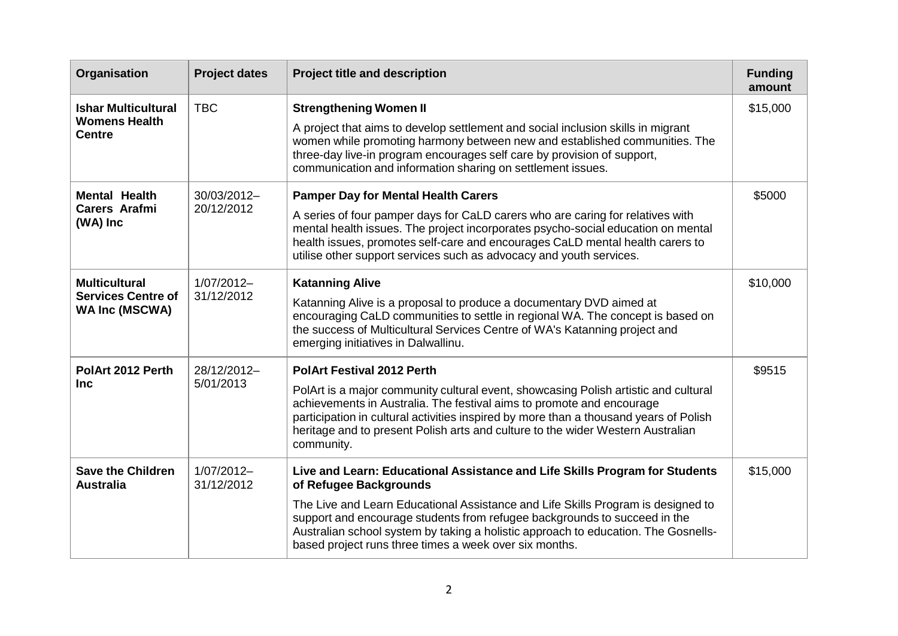| Organisation | Project dates | Project title and description | Funding amount |
|---|---|---|---|
| **Ishar Multicultural Womens Health Centre** | TBC | **Strengthening Women II**<br>A project that aims to develop settlement and social inclusion skills in migrant women while promoting harmony between new and established communities. The three-day live-in program encourages self care by provision of support, communication and information sharing on settlement issues. | $15,000 |
| **Mental Health Carers Arafmi (WA) Inc** | 30/03/2012–20/12/2012 | **Pamper Day for Mental Health Carers**<br>A series of four pamper days for CaLD carers who are caring for relatives with mental health issues. The project incorporates psycho-social education on mental health issues, promotes self-care and encourages CaLD mental health carers to utilise other support services such as advocacy and youth services. | $5000 |
| **Multicultural Services Centre of WA Inc (MSCWA)** | 1/07/2012–31/12/2012 | **Katanning Alive**<br>Katanning Alive is a proposal to produce a documentary DVD aimed at encouraging CaLD communities to settle in regional WA. The concept is based on the success of Multicultural Services Centre of WA's Katanning project and emerging initiatives in Dalwallinu. | $10,000 |
| **PolArt 2012 Perth Inc** | 28/12/2012–5/01/2013 | **PolArt Festival 2012 Perth**<br>PolArt is a major community cultural event, showcasing Polish artistic and cultural achievements in Australia. The festival aims to promote and encourage participation in cultural activities inspired by more than a thousand years of Polish heritage and to present Polish arts and culture to the wider Western Australian community. | $9515 |
| **Save the Children Australia** | 1/07/2012–31/12/2012 | **Live and Learn: Educational Assistance and Life Skills Program for Students of Refugee Backgrounds**<br>The Live and Learn Educational Assistance and Life Skills Program is designed to support and encourage students from refugee backgrounds to succeed in the Australian school system by taking a holistic approach to education. The Gosnells-based project runs three times a week over six months. | $15,000 |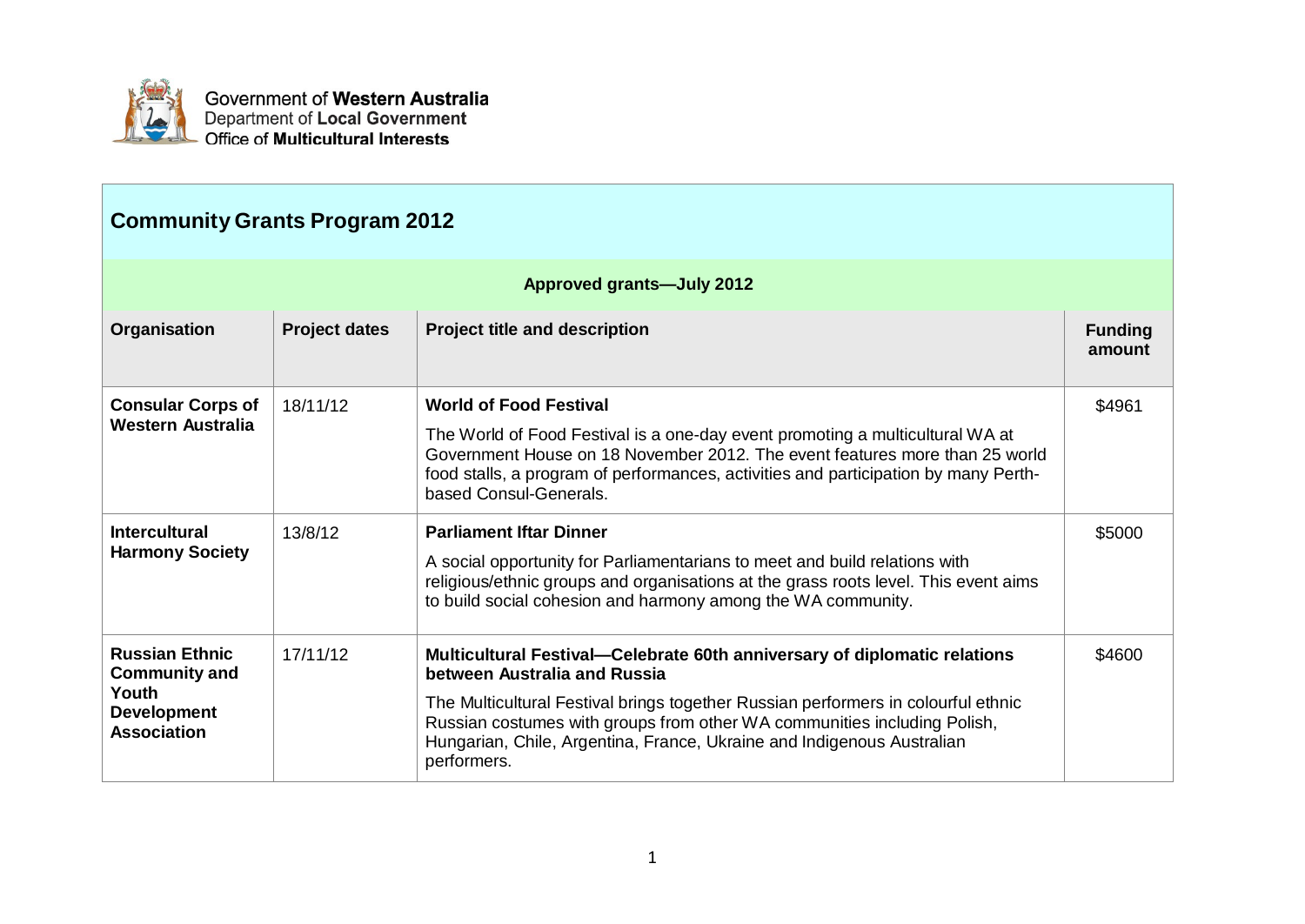Government of **Western Australia**
Department of **Local Government**
Office of **Multicultural Interests**

## Community Grants Program 2012

**Approved grants—July 2012**

| Organisation | Project dates | Project title and description | Funding amount |
|---|---|---|---|
| **Consular Corps of Western Australia** | 18/11/12 | **World of Food Festival** The World of Food Festival is a one-day event promoting a multicultural WA at Government House on 18 November 2012. The event features more than 25 world food stalls, a program of performances, activities and participation by many Perth-based Consul-Generals. | $4961 |
| **Intercultural Harmony Society** | 13/8/12 | **Parliament Iftar Dinner** A social opportunity for Parliamentarians to meet and build relations with religious/ethnic groups and organisations at the grass roots level. This event aims to build social cohesion and harmony among the WA community. | $5000 |
| **Russian Ethnic Community and Youth Development Association** | 17/11/12 | **Multicultural Festival—Celebrate 60th anniversary of diplomatic relations between Australia and Russia** The Multicultural Festival brings together Russian performers in colourful ethnic Russian costumes with groups from other WA communities including Polish, Hungarian, Chile, Argentina, France, Ukraine and Indigenous Australian performers. | $4600 |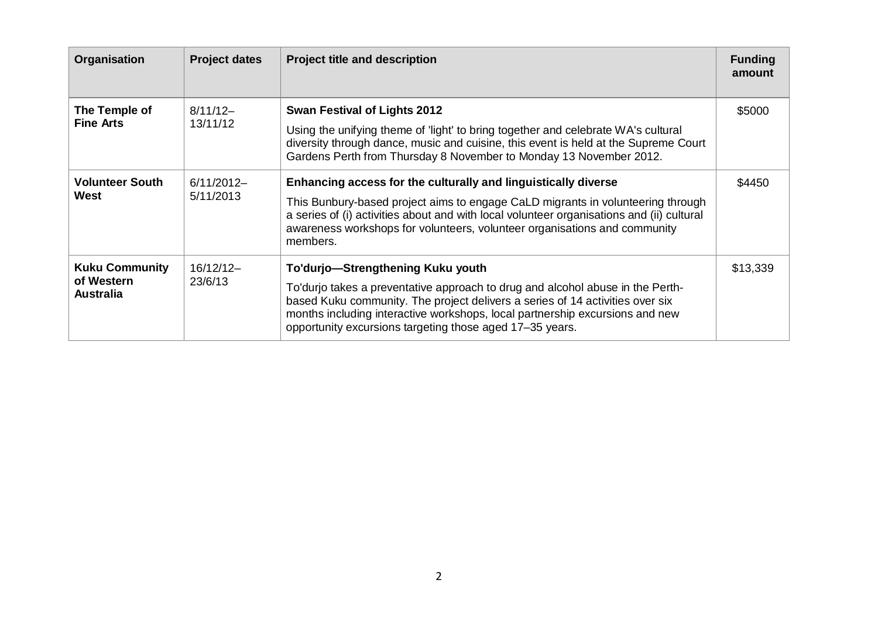| Organisation | Project dates | Project title and description | Funding amount |
| --- | --- | --- | --- |
| **The Temple of Fine Arts** | 8/11/12–13/11/12 | **Swan Festival of Lights 2012**<br><br>Using the unifying theme of 'light' to bring together and celebrate WA's cultural diversity through dance, music and cuisine, this event is held at the Supreme Court Gardens Perth from Thursday 8 November to Monday 13 November 2012. | \$5000 |
| **Volunteer South West** | 6/11/2012–5/11/2013 | **Enhancing access for the culturally and linguistically diverse**<br><br>This Bunbury-based project aims to engage CaLD migrants in volunteering through a series of (i) activities about and with local volunteer organisations and (ii) cultural awareness workshops for volunteers, volunteer organisations and community members. | \$4450 |
| **Kuku Community of Western Australia** | 16/12/12–23/6/13 | **To'durjo—Strengthening Kuku youth**<br><br>To'durjo takes a preventative approach to drug and alcohol abuse in the Perth-based Kuku community. The project delivers a series of 14 activities over six months including interactive workshops, local partnership excursions and new opportunity excursions targeting those aged 17–35 years. | \$13,339 |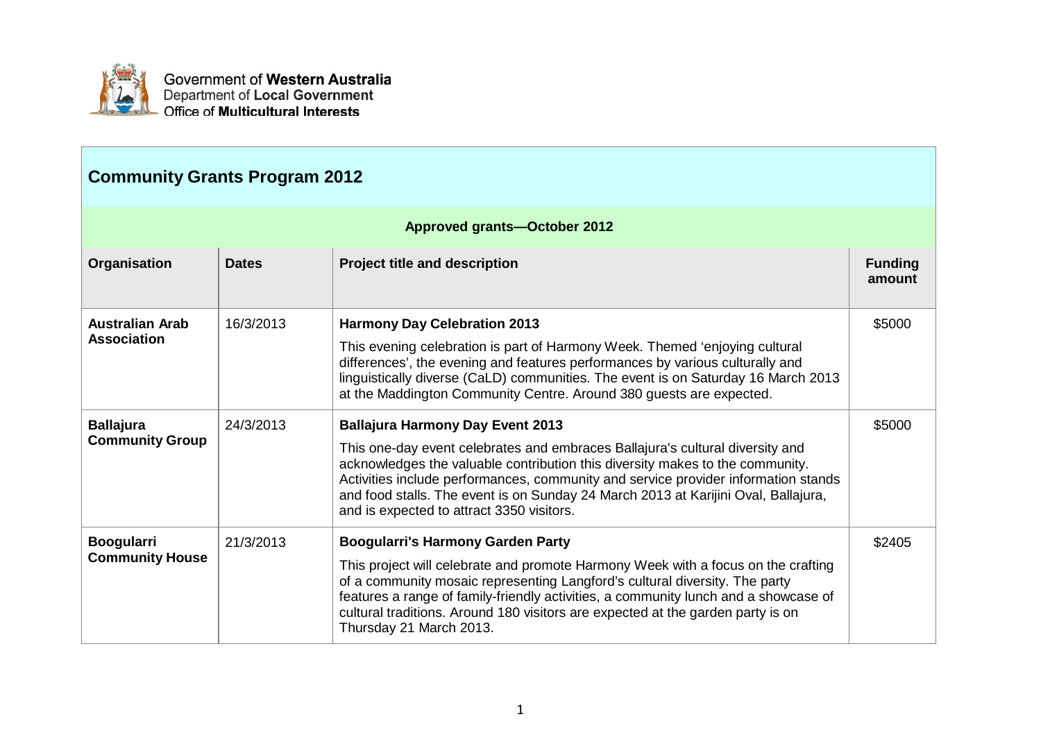Government of **Western Australia**
Department of **Local Government**
Office of **Multicultural Interests**

## Community Grants Program 2012

### Approved grants—October 2012

| Organisation | Dates | Project title and description | Funding amount |
|---|---|---|---|
| **Australian Arab Association** | 16/3/2013 | **Harmony Day Celebration 2013**<br><br>This evening celebration is part of Harmony Week. Themed 'enjoying cultural differences', the evening and features performances by various culturally and linguistically diverse (CaLD) communities. The event is on Saturday 16 March 2013 at the Maddington Community Centre. Around 380 guests are expected. | $5000 |
| **Ballajura Community Group** | 24/3/2013 | **Ballajura Harmony Day Event 2013**<br><br>This one-day event celebrates and embraces Ballajura's cultural diversity and acknowledges the valuable contribution this diversity makes to the community. Activities include performances, community and service provider information stands and food stalls. The event is on Sunday 24 March 2013 at Karijini Oval, Ballajura, and is expected to attract 3350 visitors. | $5000 |
| **Boogularri Community House** | 21/3/2013 | **Boogularri's Harmony Garden Party**<br><br>This project will celebrate and promote Harmony Week with a focus on the crafting of a community mosaic representing Langford's cultural diversity. The party features a range of family-friendly activities, a community lunch and a showcase of cultural traditions. Around 180 visitors are expected at the garden party is on Thursday 21 March 2013. | $2405 |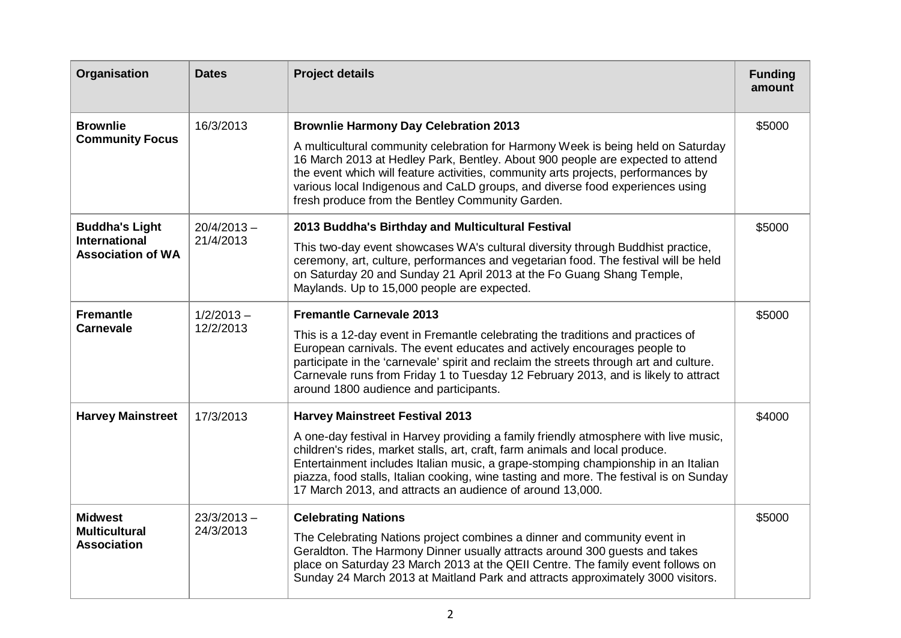| Organisation | Dates | Project details | Funding amount |
|---|---|---|---|
| **Brownlie Community Focus** | 16/3/2013 | **Brownlie Harmony Day Celebration 2013**<br><br>A multicultural community celebration for Harmony Week is being held on Saturday 16 March 2013 at Hedley Park, Bentley. About 900 people are expected to attend the event which will feature activities, community arts projects, performances by various local Indigenous and CaLD groups, and diverse food experiences using fresh produce from the Bentley Community Garden. | $5000 |
| **Buddha's Light International Association of WA** | 20/4/2013 – 21/4/2013 | **2013 Buddha's Birthday and Multicultural Festival**<br><br>This two-day event showcases WA's cultural diversity through Buddhist practice, ceremony, art, culture, performances and vegetarian food. The festival will be held on Saturday 20 and Sunday 21 April 2013 at the Fo Guang Shang Temple, Maylands. Up to 15,000 people are expected. | $5000 |
| **Fremantle Carnevale** | 1/2/2013 – 12/2/2013 | **Fremantle Carnevale 2013**<br><br>This is a 12-day event in Fremantle celebrating the traditions and practices of European carnivals. The event educates and actively encourages people to participate in the 'carnevale' spirit and reclaim the streets through art and culture. Carnevale runs from Friday 1 to Tuesday 12 February 2013, and is likely to attract around 1800 audience and participants. | $5000 |
| **Harvey Mainstreet** | 17/3/2013 | **Harvey Mainstreet Festival 2013**<br><br>A one-day festival in Harvey providing a family friendly atmosphere with live music, children's rides, market stalls, art, craft, farm animals and local produce. Entertainment includes Italian music, a grape-stomping championship in an Italian piazza, food stalls, Italian cooking, wine tasting and more. The festival is on Sunday 17 March 2013, and attracts an audience of around 13,000. | $4000 |
| **Midwest Multicultural Association** | 23/3/2013 – 24/3/2013 | **Celebrating Nations**<br><br>The Celebrating Nations project combines a dinner and community event in Geraldton. The Harmony Dinner usually attracts around 300 guests and takes place on Saturday 23 March 2013 at the QEII Centre. The family event follows on Sunday 24 March 2013 at Maitland Park and attracts approximately 3000 visitors. | $5000 |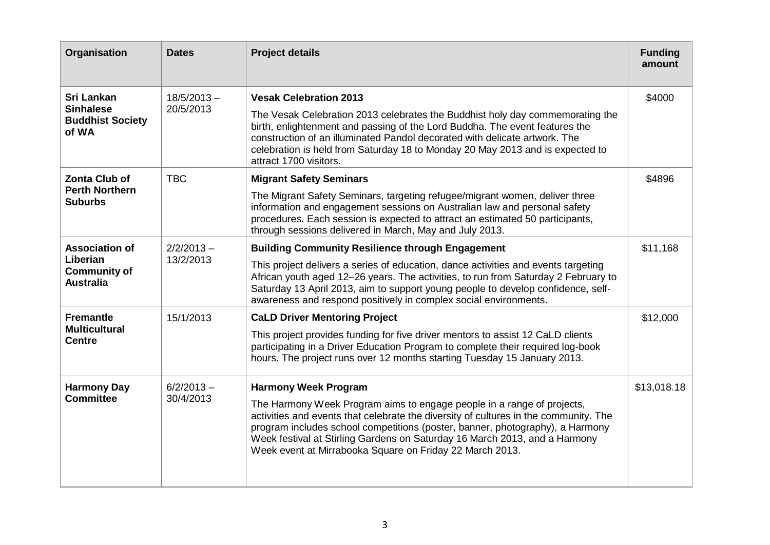| Organisation | Dates | Project details | Funding amount |
|---|---|---|---|
| **Sri Lankan Sinhalese Buddhist Society of WA** | 18/5/2013 – 20/5/2013 | **Vesak Celebration 2013**<br><br>The Vesak Celebration 2013 celebrates the Buddhist holy day commemorating the birth, enlightenment and passing of the Lord Buddha. The event features the construction of an illuminated Pandol decorated with delicate artwork. The celebration is held from Saturday 18 to Monday 20 May 2013 and is expected to attract 1700 visitors. | $4000 |
| **Zonta Club of Perth Northern Suburbs** | TBC | **Migrant Safety Seminars**<br><br>The Migrant Safety Seminars, targeting refugee/migrant women, deliver three information and engagement sessions on Australian law and personal safety procedures. Each session is expected to attract an estimated 50 participants, through sessions delivered in March, May and July 2013. | $4896 |
| **Association of Liberian Community of Australia** | 2/2/2013 – 13/2/2013 | **Building Community Resilience through Engagement**<br><br>This project delivers a series of education, dance activities and events targeting African youth aged 12–26 years. The activities, to run from Saturday 2 February to Saturday 13 April 2013, aim to support young people to develop confidence, self-awareness and respond positively in complex social environments. | $11,168 |
| **Fremantle Multicultural Centre** | 15/1/2013 | **CaLD Driver Mentoring Project**<br><br>This project provides funding for five driver mentors to assist 12 CaLD clients participating in a Driver Education Program to complete their required log-book hours. The project runs over 12 months starting Tuesday 15 January 2013. | $12,000 |
| **Harmony Day Committee** | 6/2/2013 – 30/4/2013 | **Harmony Week Program**<br><br>The Harmony Week Program aims to engage people in a range of projects, activities and events that celebrate the diversity of cultures in the community. The program includes school competitions (poster, banner, photography), a Harmony Week festival at Stirling Gardens on Saturday 16 March 2013, and a Harmony Week event at Mirrabooka Square on Friday 22 March 2013. | $13,018.18 |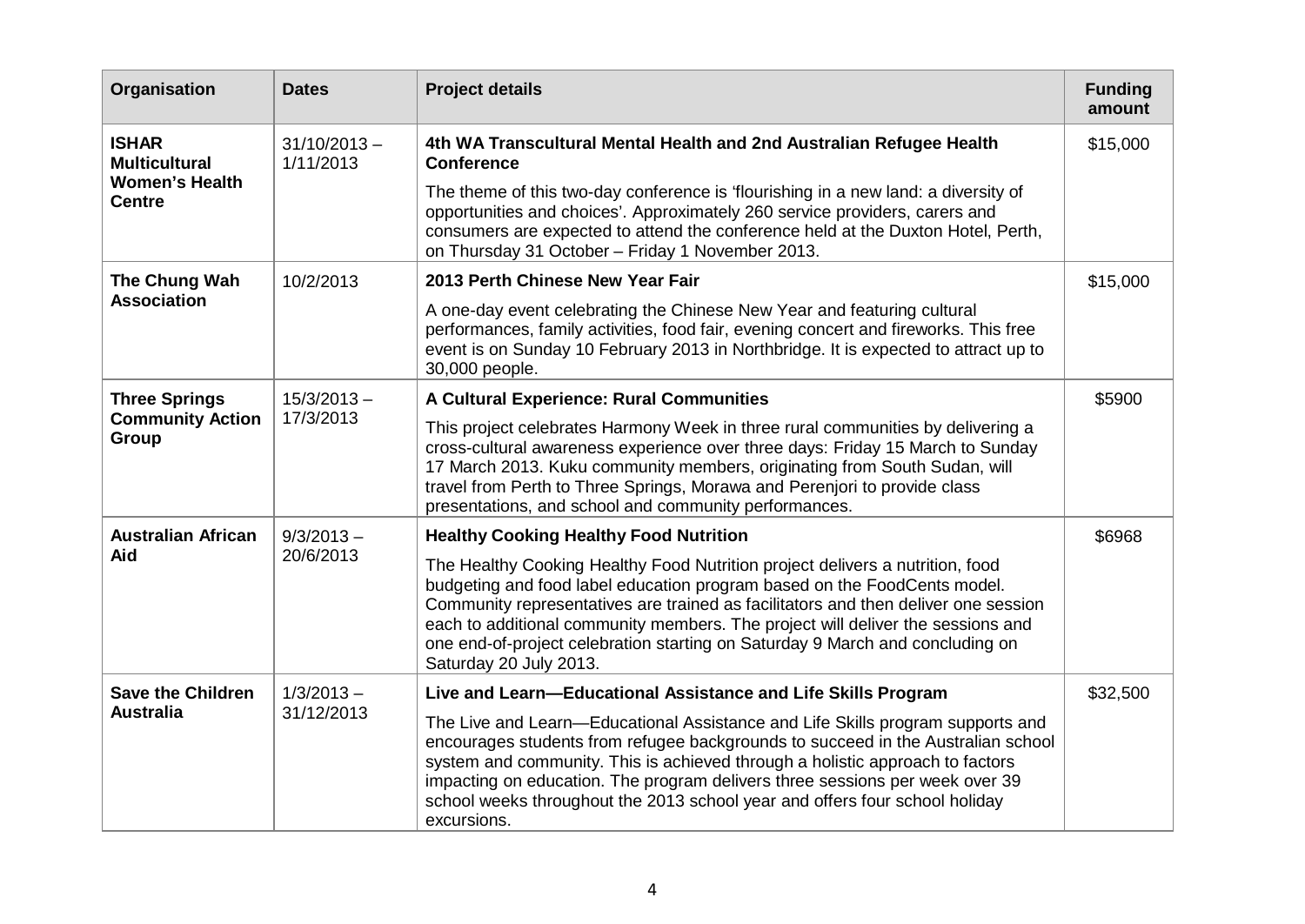| Organisation | Dates | Project details | Funding amount |
|---|---|---|---|
| **ISHAR Multicultural Women's Health Centre** | 31/10/2013 – 1/11/2013 | **4th WA Transcultural Mental Health and 2nd Australian Refugee Health Conference**<br><br>The theme of this two-day conference is 'flourishing in a new land: a diversity of opportunities and choices'. Approximately 260 service providers, carers and consumers are expected to attend the conference held at the Duxton Hotel, Perth, on Thursday 31 October – Friday 1 November 2013. | $15,000 |
| **The Chung Wah Association** | 10/2/2013 | **2013 Perth Chinese New Year Fair**<br><br>A one-day event celebrating the Chinese New Year and featuring cultural performances, family activities, food fair, evening concert and fireworks. This free event is on Sunday 10 February 2013 in Northbridge. It is expected to attract up to 30,000 people. | $15,000 |
| **Three Springs Community Action Group** | 15/3/2013 – 17/3/2013 | **A Cultural Experience: Rural Communities**<br><br>This project celebrates Harmony Week in three rural communities by delivering a cross-cultural awareness experience over three days: Friday 15 March to Sunday 17 March 2013. Kuku community members, originating from South Sudan, will travel from Perth to Three Springs, Morawa and Perenjori to provide class presentations, and school and community performances. | $5900 |
| **Australian African Aid** | 9/3/2013 – 20/6/2013 | **Healthy Cooking Healthy Food Nutrition**<br><br>The Healthy Cooking Healthy Food Nutrition project delivers a nutrition, food budgeting and food label education program based on the FoodCents model. Community representatives are trained as facilitators and then deliver one session each to additional community members. The project will deliver the sessions and one end-of-project celebration starting on Saturday 9 March and concluding on Saturday 20 July 2013. | $6968 |
| **Save the Children Australia** | 1/3/2013 – 31/12/2013 | **Live and Learn—Educational Assistance and Life Skills Program**<br><br>The Live and Learn—Educational Assistance and Life Skills program supports and encourages students from refugee backgrounds to succeed in the Australian school system and community. This is achieved through a holistic approach to factors impacting on education. The program delivers three sessions per week over 39 school weeks throughout the 2013 school year and offers four school holiday excursions. | $32,500 |